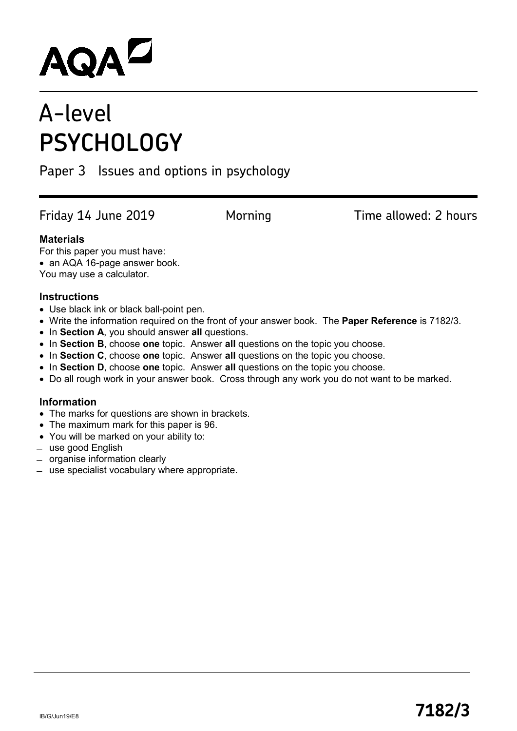AQA

# A-level PSYCHOLOGY

## Paper 3 Issues and options in psychology

Friday 14 June 2019 Morning Time allowed: 2 hours

**Materials**

For this paper you must have:

- an AQA 16-page answer book.

You may use a calculator.

**Instructions**

- Use black ink or black ball-point pen.
- Write the information required on the front of your answer book. The **Paper Reference** is 7182/3.
- In **Section A**, you should answer **all** questions.
- In **Section B**, choose **one** topic. Answer **all** questions on the topic you choose.
- In **Section C**, choose **one** topic. Answer **all** questions on the topic you choose.
- In **Section D**, choose **one** topic. Answer **all** questions on the topic you choose.
- Do all rough work in your answer book. Cross through any work you do not want to be marked.

**Information**

- The marks for questions are shown in brackets.
- The maximum mark for this paper is 96.
- You will be marked on your ability to:
  - use good English
  - organise information clearly
  - use specialist vocabulary where appropriate.

IB/G/Jun19/E8

**7182/3**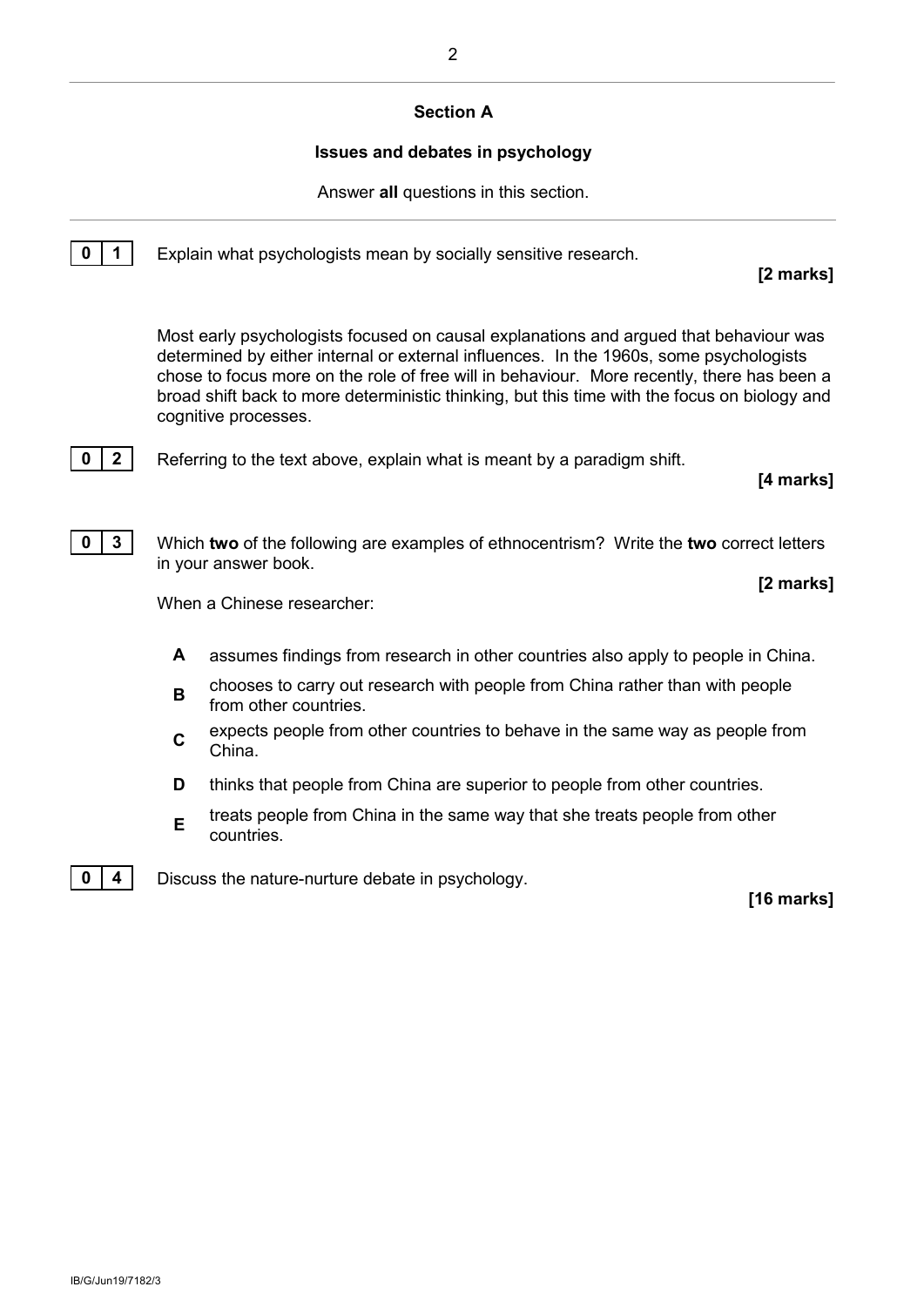## Section A

### Issues and debates in psychology

Answer **all** questions in this section.

**0 1** Explain what psychologists mean by socially sensitive research.

**[2 marks]**

Most early psychologists focused on causal explanations and argued that behaviour was determined by either internal or external influences. In the 1960s, some psychologists chose to focus more on the role of free will in behaviour. More recently, there has been a broad shift back to more deterministic thinking, but this time with the focus on biology and cognitive processes.

**0 2** Referring to the text above, explain what is meant by a paradigm shift.

**[4 marks]**

**0 3** Which **two** of the following are examples of ethnocentrism? Write the **two** correct letters in your answer book.

**[2 marks]**

When a Chinese researcher:

- **A** assumes findings from research in other countries also apply to people in China.
- **B** chooses to carry out research with people from China rather than with people from other countries.
- **C** expects people from other countries to behave in the same way as people from China.
- **D** thinks that people from China are superior to people from other countries.
- **E** treats people from China in the same way that she treats people from other countries.

**0 4** Discuss the nature-nurture debate in psychology.

**[16 marks]**

IB/G/Jun19/7182/3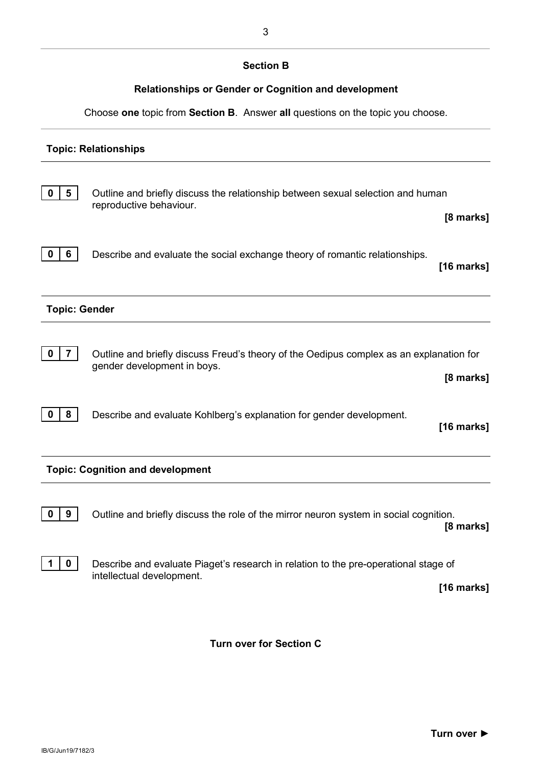## Section B

### Relationships or Gender or Cognition and development

Choose **one** topic from **Section B**. Answer **all** questions on the topic you choose.

---

**Topic: Relationships**

**0 5** Outline and briefly discuss the relationship between sexual selection and human reproductive behaviour.

**[8 marks]**

**0 6** Describe and evaluate the social exchange theory of romantic relationships.

**[16 marks]**

---

**Topic: Gender**

**0 7** Outline and briefly discuss Freud's theory of the Oedipus complex as an explanation for gender development in boys.

**[8 marks]**

**0 8** Describe and evaluate Kohlberg's explanation for gender development.

**[16 marks]**

---

**Topic: Cognition and development**

**0 9** Outline and briefly discuss the role of the mirror neuron system in social cognition.

**[8 marks]**

**1 0** Describe and evaluate Piaget's research in relation to the pre-operational stage of intellectual development.

**[16 marks]**

**Turn over for Section C**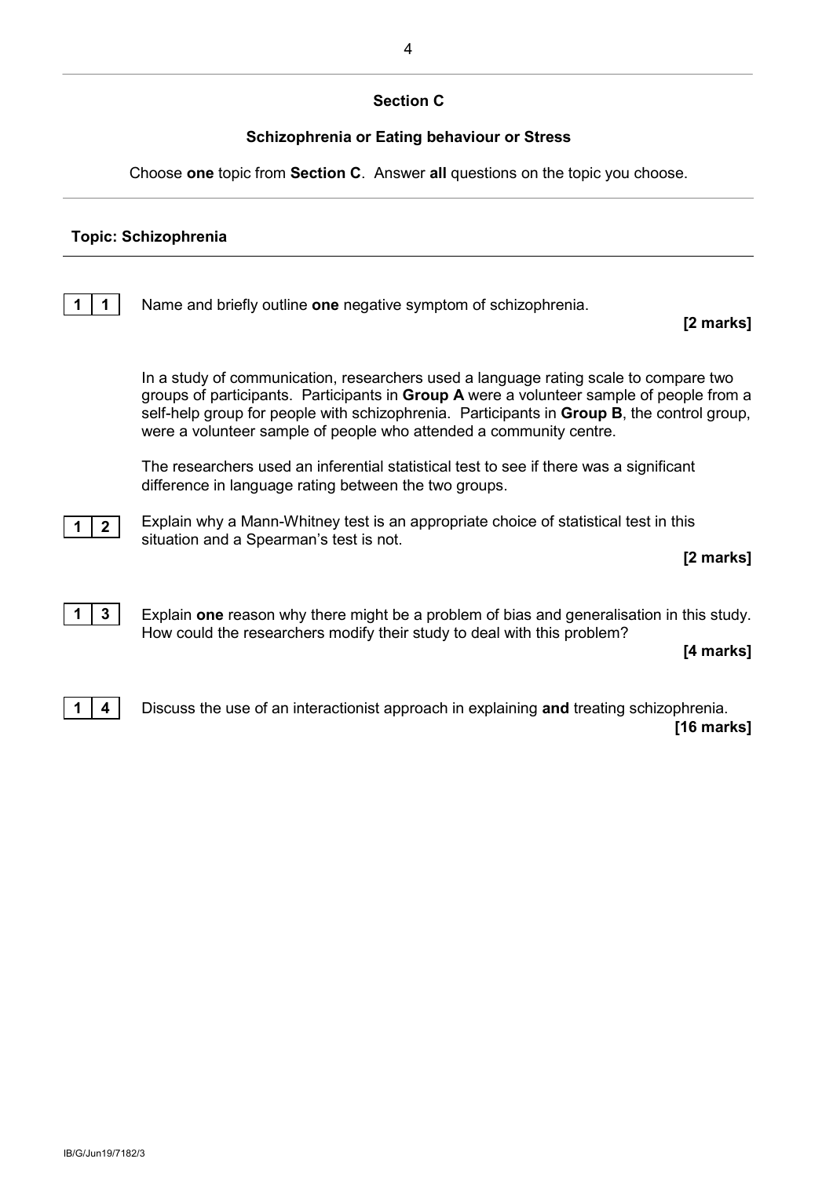## Section C

### Schizophrenia or Eating behaviour or Stress

Choose **one** topic from **Section C**. Answer **all** questions on the topic you choose.

---

**Topic: Schizophrenia**

---

**1 1** Name and briefly outline **one** negative symptom of schizophrenia.

**[2 marks]**

In a study of communication, researchers used a language rating scale to compare two groups of participants. Participants in **Group A** were a volunteer sample of people from a self-help group for people with schizophrenia. Participants in **Group B**, the control group, were a volunteer sample of people who attended a community centre.

The researchers used an inferential statistical test to see if there was a significant difference in language rating between the two groups.

**1 2** Explain why a Mann-Whitney test is an appropriate choice of statistical test in this situation and a Spearman's test is not.

**[2 marks]**

**1 3** Explain **one** reason why there might be a problem of bias and generalisation in this study. How could the researchers modify their study to deal with this problem?

**[4 marks]**

**1 4** Discuss the use of an interactionist approach in explaining **and** treating schizophrenia.

**[16 marks]**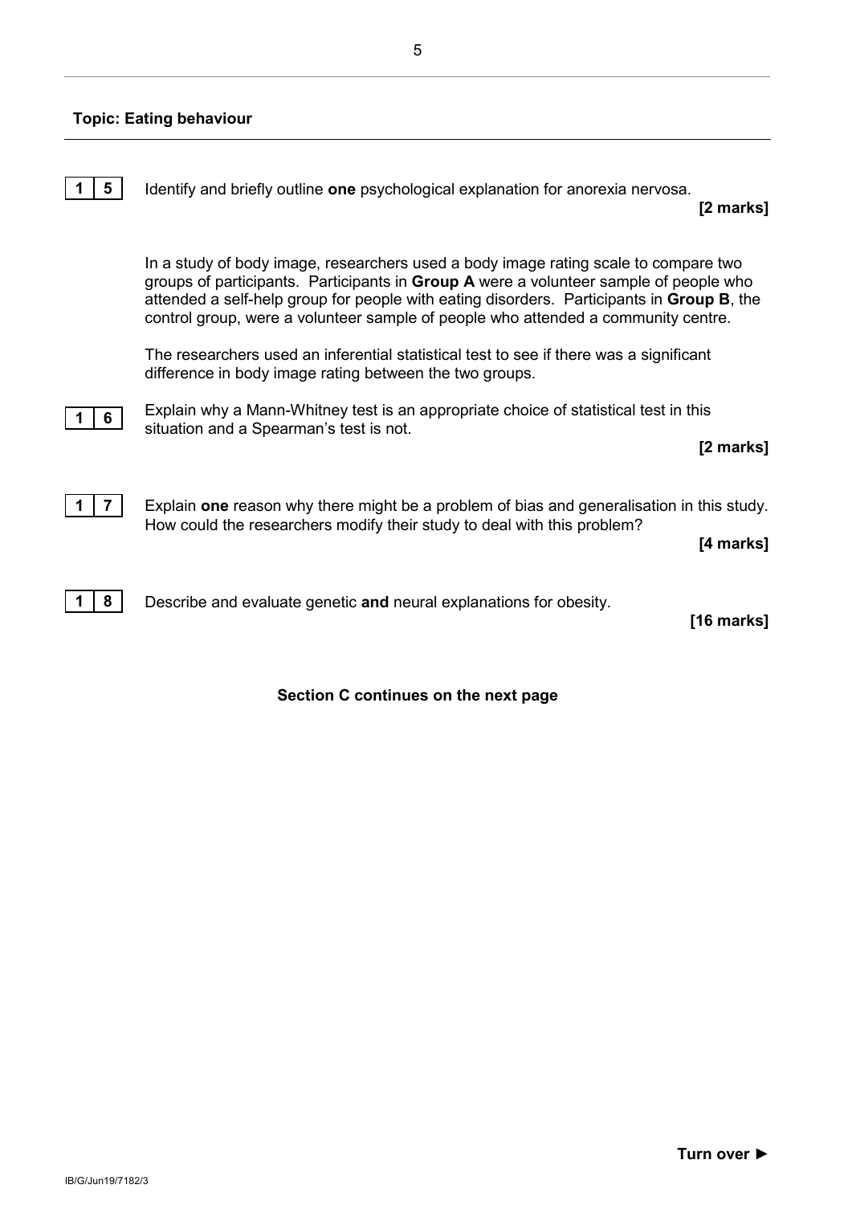**Topic: Eating behaviour**

**1 5** Identify and briefly outline **one** psychological explanation for anorexia nervosa.

**[2 marks]**

In a study of body image, researchers used a body image rating scale to compare two groups of participants. Participants in **Group A** were a volunteer sample of people who attended a self-help group for people with eating disorders. Participants in **Group B**, the control group, were a volunteer sample of people who attended a community centre.

The researchers used an inferential statistical test to see if there was a significant difference in body image rating between the two groups.

**1 6** Explain why a Mann-Whitney test is an appropriate choice of statistical test in this situation and a Spearman's test is not.

**[2 marks]**

**1 7** Explain **one** reason why there might be a problem of bias and generalisation in this study. How could the researchers modify their study to deal with this problem?

**[4 marks]**

**1 8** Describe and evaluate genetic **and** neural explanations for obesity.

**[16 marks]**

**Section C continues on the next page**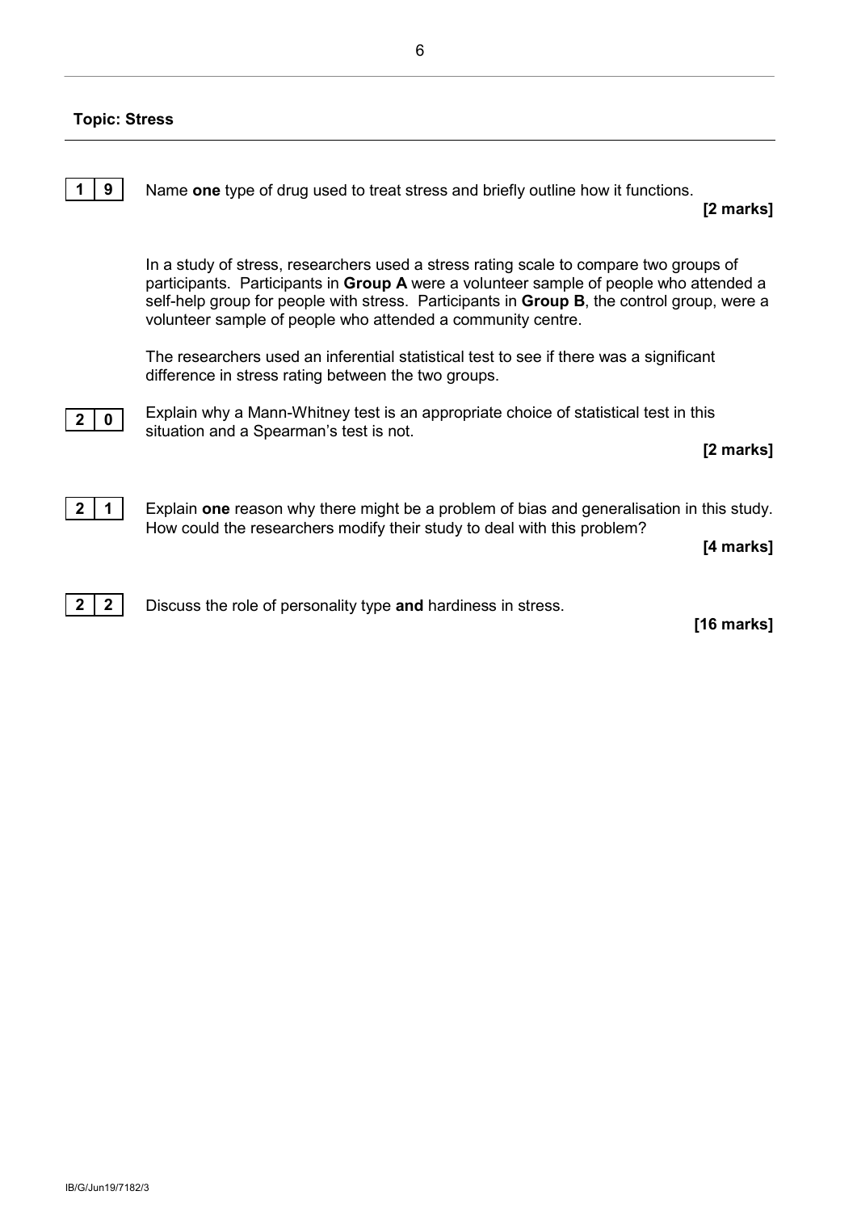**Topic: Stress**

**1 9** Name **one** type of drug used to treat stress and briefly outline how it functions.

**[2 marks]**

In a study of stress, researchers used a stress rating scale to compare two groups of participants. Participants in **Group A** were a volunteer sample of people who attended a self-help group for people with stress. Participants in **Group B**, the control group, were a volunteer sample of people who attended a community centre.

The researchers used an inferential statistical test to see if there was a significant difference in stress rating between the two groups.

**2 0** Explain why a Mann-Whitney test is an appropriate choice of statistical test in this situation and a Spearman's test is not.

**[2 marks]**

**2 1** Explain **one** reason why there might be a problem of bias and generalisation in this study. How could the researchers modify their study to deal with this problem?

**[4 marks]**

**2 2** Discuss the role of personality type **and** hardiness in stress.

**[16 marks]**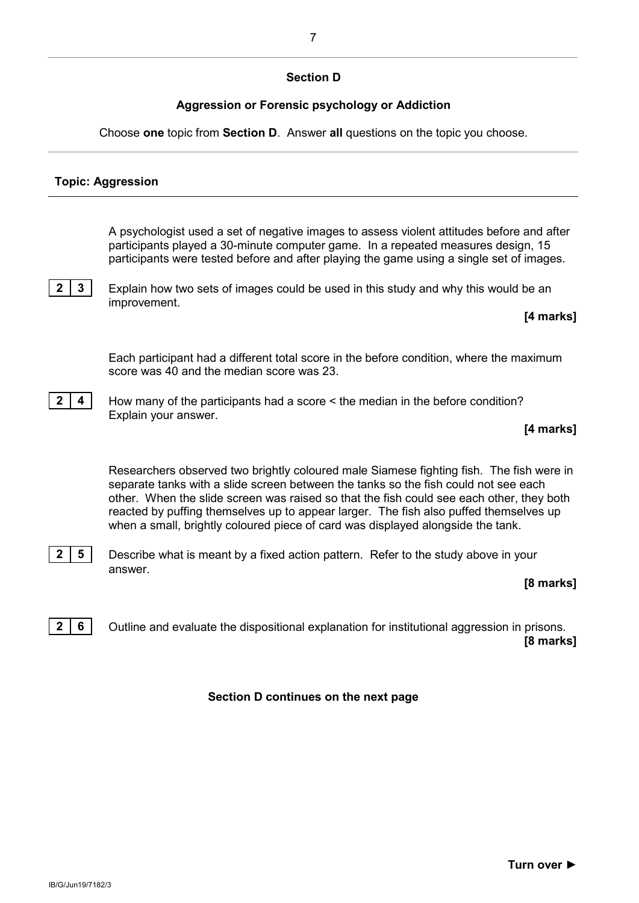## Section D

### Aggression or Forensic psychology or Addiction

Choose **one** topic from **Section D**. Answer **all** questions on the topic you choose.

---

**Topic: Aggression**

A psychologist used a set of negative images to assess violent attitudes before and after participants played a 30-minute computer game. In a repeated measures design, 15 participants were tested before and after playing the game using a single set of images.

**2 3** Explain how two sets of images could be used in this study and why this would be an improvement.

**[4 marks]**

Each participant had a different total score in the before condition, where the maximum score was 40 and the median score was 23.

**2 4** How many of the participants had a score < the median in the before condition? Explain your answer.

**[4 marks]**

Researchers observed two brightly coloured male Siamese fighting fish. The fish were in separate tanks with a slide screen between the tanks so the fish could not see each other. When the slide screen was raised so that the fish could see each other, they both reacted by puffing themselves up to appear larger. The fish also puffed themselves up when a small, brightly coloured piece of card was displayed alongside the tank.

**2 5** Describe what is meant by a fixed action pattern. Refer to the study above in your answer.

**[8 marks]**

**2 6** Outline and evaluate the dispositional explanation for institutional aggression in prisons.

**[8 marks]**

**Section D continues on the next page**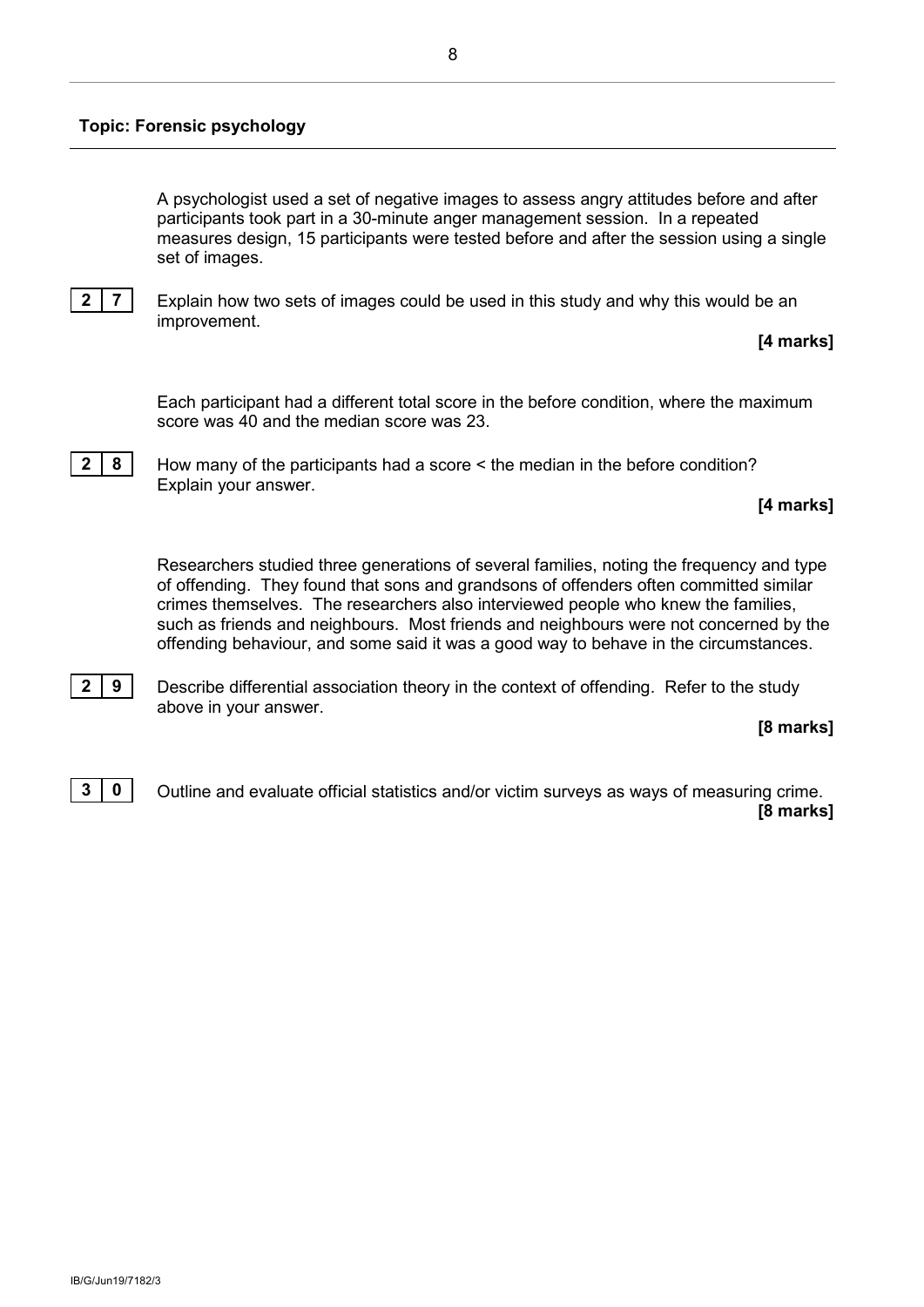**Topic: Forensic psychology**

A psychologist used a set of negative images to assess angry attitudes before and after participants took part in a 30-minute anger management session. In a repeated measures design, 15 participants were tested before and after the session using a single set of images.

**2 7** Explain how two sets of images could be used in this study and why this would be an improvement.

**[4 marks]**

Each participant had a different total score in the before condition, where the maximum score was 40 and the median score was 23.

**2 8** How many of the participants had a score < the median in the before condition? Explain your answer.

**[4 marks]**

Researchers studied three generations of several families, noting the frequency and type of offending. They found that sons and grandsons of offenders often committed similar crimes themselves. The researchers also interviewed people who knew the families, such as friends and neighbours. Most friends and neighbours were not concerned by the offending behaviour, and some said it was a good way to behave in the circumstances.

**2 9** Describe differential association theory in the context of offending. Refer to the study above in your answer.

**[8 marks]**

**3 0** Outline and evaluate official statistics and/or victim surveys as ways of measuring crime.

**[8 marks]**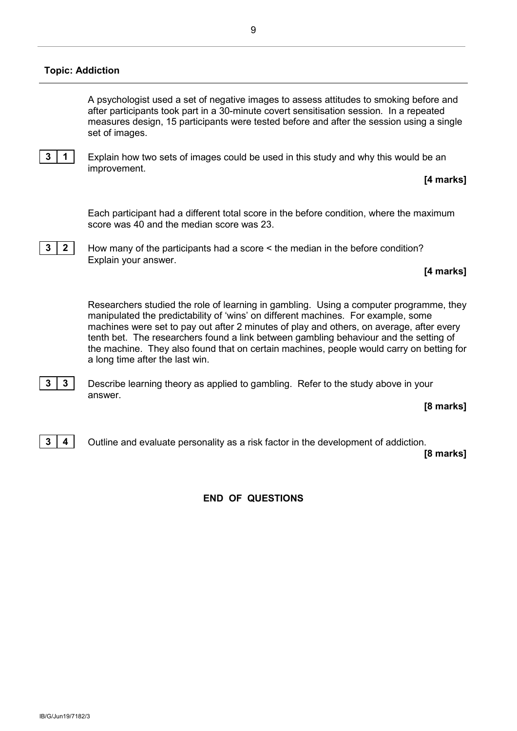**Topic: Addiction**

A psychologist used a set of negative images to assess attitudes to smoking before and after participants took part in a 30-minute covert sensitisation session. In a repeated measures design, 15 participants were tested before and after the session using a single set of images.

**3 1** Explain how two sets of images could be used in this study and why this would be an improvement.

**[4 marks]**

Each participant had a different total score in the before condition, where the maximum score was 40 and the median score was 23.

**3 2** How many of the participants had a score < the median in the before condition? Explain your answer.

**[4 marks]**

Researchers studied the role of learning in gambling. Using a computer programme, they manipulated the predictability of 'wins' on different machines. For example, some machines were set to pay out after 2 minutes of play and others, on average, after every tenth bet. The researchers found a link between gambling behaviour and the setting of the machine. They also found that on certain machines, people would carry on betting for a long time after the last win.

**3 3** Describe learning theory as applied to gambling. Refer to the study above in your answer.

**[8 marks]**

**3 4** Outline and evaluate personality as a risk factor in the development of addiction.

**[8 marks]**

**END OF QUESTIONS**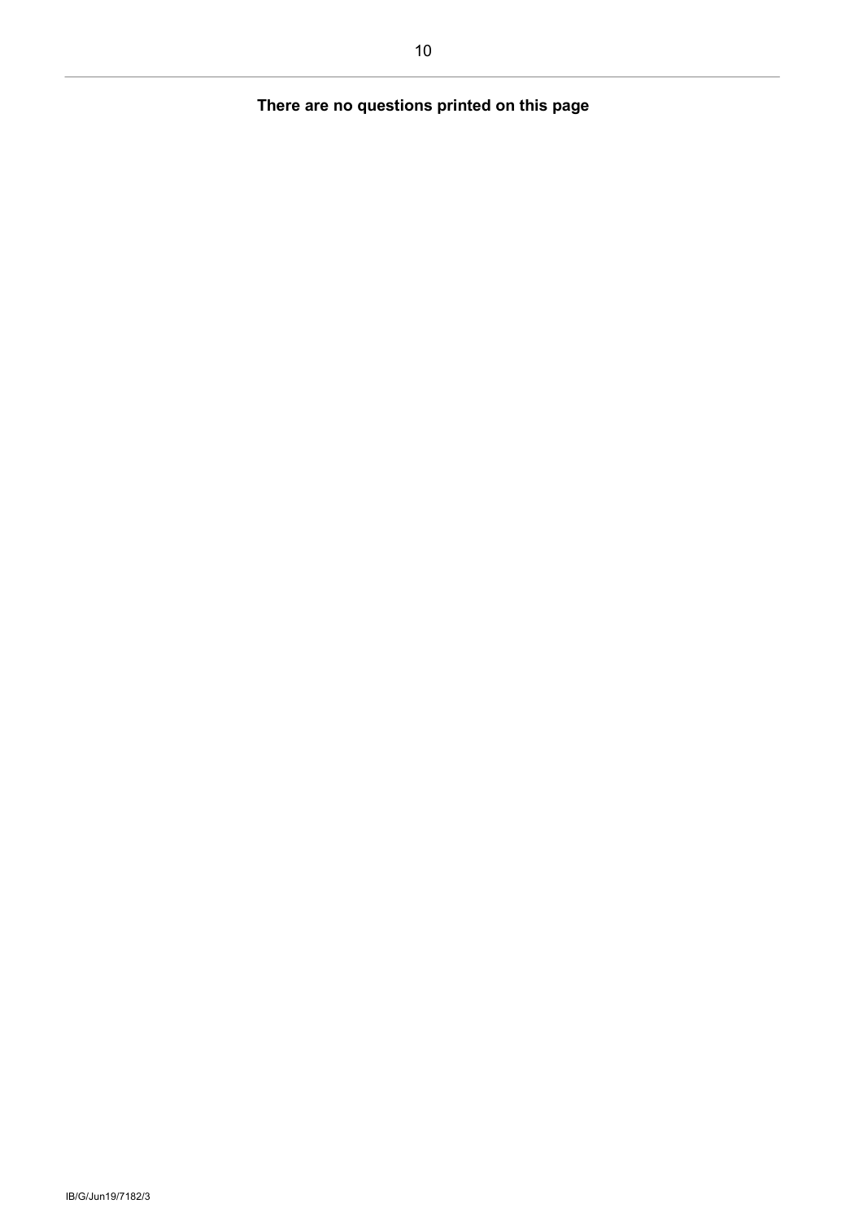**There are no questions printed on this page**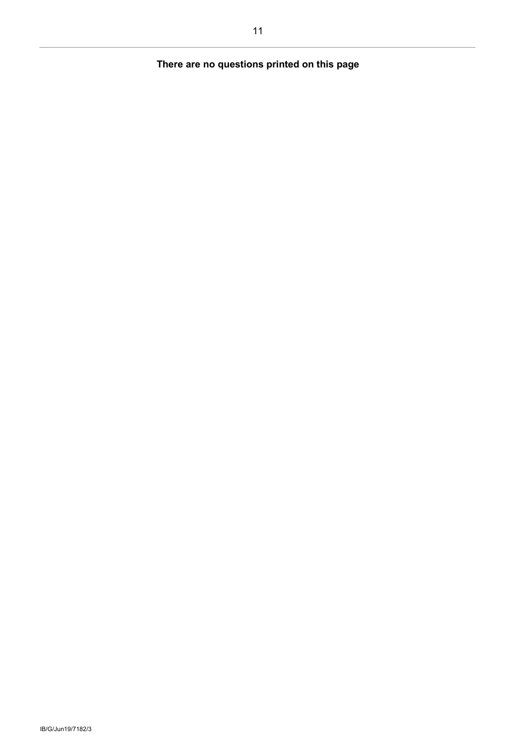**There are no questions printed on this page**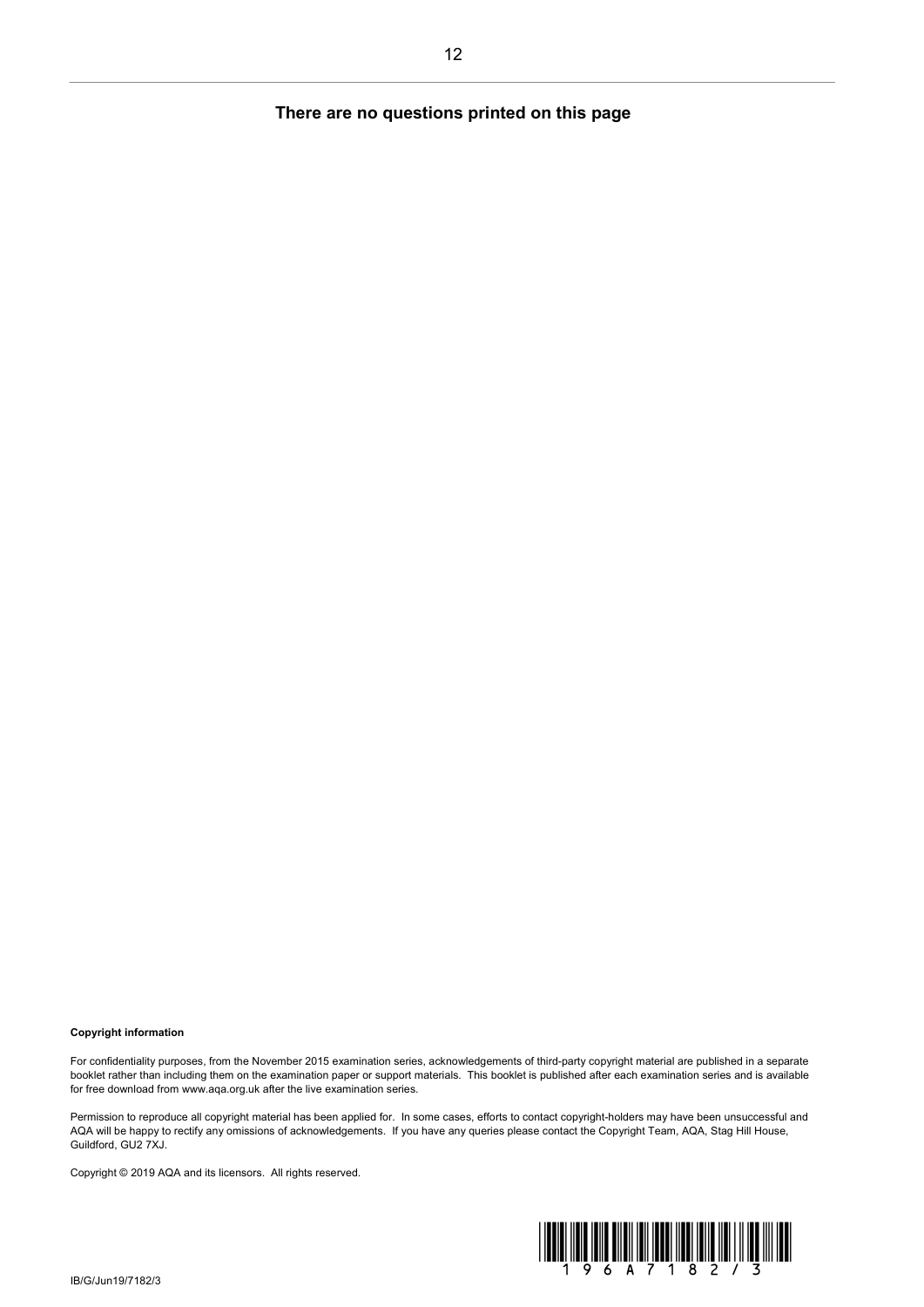**There are no questions printed on this page**

**Copyright information**

For confidentiality purposes, from the November 2015 examination series, acknowledgements of third-party copyright material are published in a separate booklet rather than including them on the examination paper or support materials. This booklet is published after each examination series and is available for free download from www.aqa.org.uk after the live examination series.

Permission to reproduce all copyright material has been applied for. In some cases, efforts to contact copyright-holders may have been unsuccessful and AQA will be happy to rectify any omissions of acknowledgements. If you have any queries please contact the Copyright Team, AQA, Stag Hill House, Guildford, GU2 7XJ.

Copyright © 2019 AQA and its licensors. All rights reserved.

196A7182/3

IB/G/Jun19/7182/3